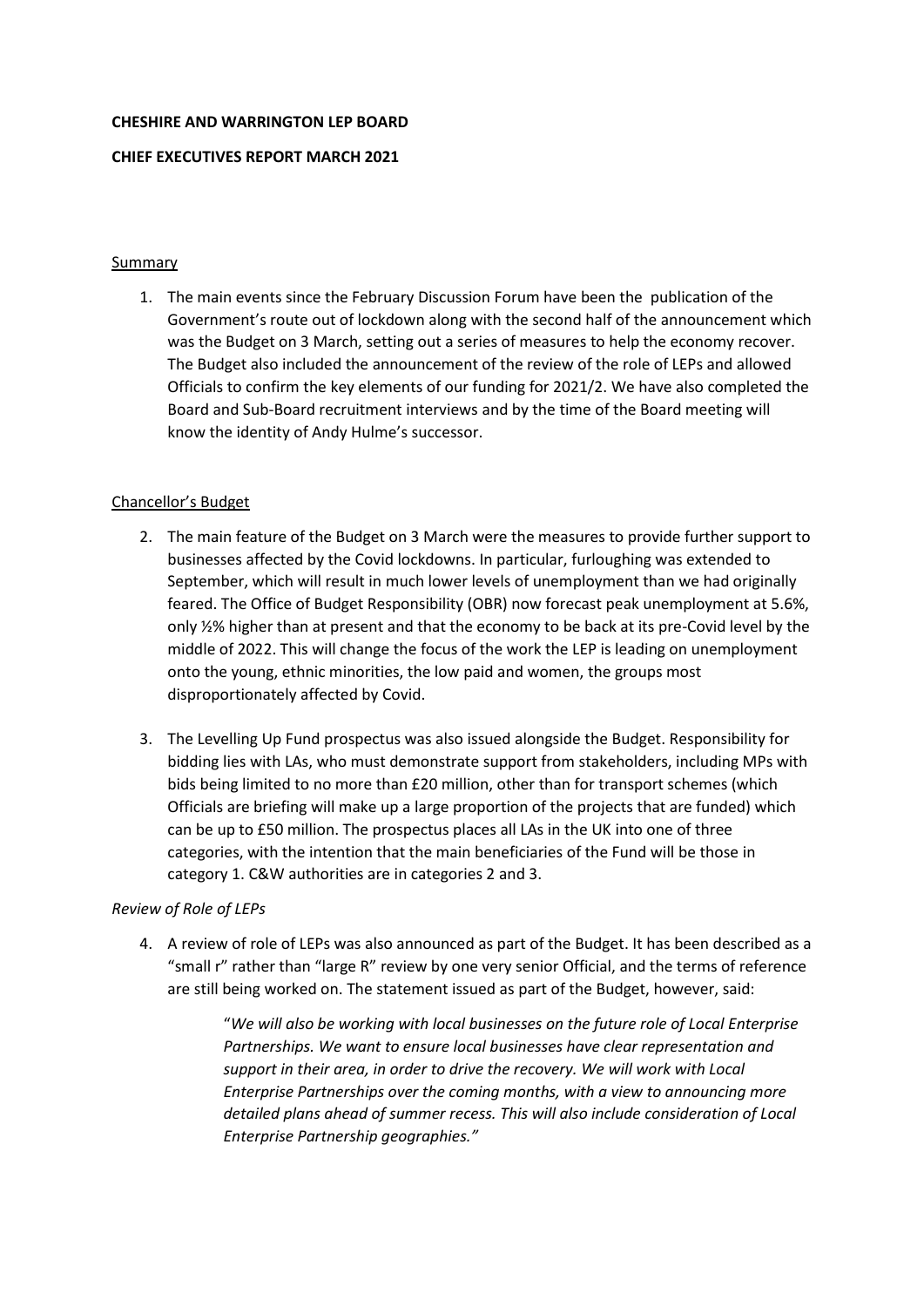**CHESHIRE AND WARRINGTON LEP BOARD**

**CHIEF EXECUTIVES REPORT MARCH 2021**

Summary

1. The main events since the February Discussion Forum have been the publication of the Government's route out of lockdown along with the second half of the announcement which was the Budget on 3 March, setting out a series of measures to help the economy recover. The Budget also included the announcement of the review of the role of LEPs and allowed Officials to confirm the key elements of our funding for 2021/2. We have also completed the Board and Sub-Board recruitment interviews and by the time of the Board meeting will know the identity of Andy Hulme's successor.

Chancellor's Budget

2. The main feature of the Budget on 3 March were the measures to provide further support to businesses affected by the Covid lockdowns. In particular, furloughing was extended to September, which will result in much lower levels of unemployment than we had originally feared. The Office of Budget Responsibility (OBR) now forecast peak unemployment at 5.6%, only ½% higher than at present and that the economy to be back at its pre-Covid level by the middle of 2022. This will change the focus of the work the LEP is leading on unemployment onto the young, ethnic minorities, the low paid and women, the groups most disproportionately affected by Covid.

3. The Levelling Up Fund prospectus was also issued alongside the Budget. Responsibility for bidding lies with LAs, who must demonstrate support from stakeholders, including MPs with bids being limited to no more than £20 million, other than for transport schemes (which Officials are briefing will make up a large proportion of the projects that are funded) which can be up to £50 million. The prospectus places all LAs in the UK into one of three categories, with the intention that the main beneficiaries of the Fund will be those in category 1. C&W authorities are in categories 2 and 3.

*Review of Role of LEPs*

4. A review of role of LEPs was also announced as part of the Budget. It has been described as a "small r" rather than "large R" review by one very senior Official, and the terms of reference are still being worked on. The statement issued as part of the Budget, however, said:

> "*We will also be working with local businesses on the future role of Local Enterprise Partnerships. We want to ensure local businesses have clear representation and support in their area, in order to drive the recovery. We will work with Local Enterprise Partnerships over the coming months, with a view to announcing more detailed plans ahead of summer recess. This will also include consideration of Local Enterprise Partnership geographies."*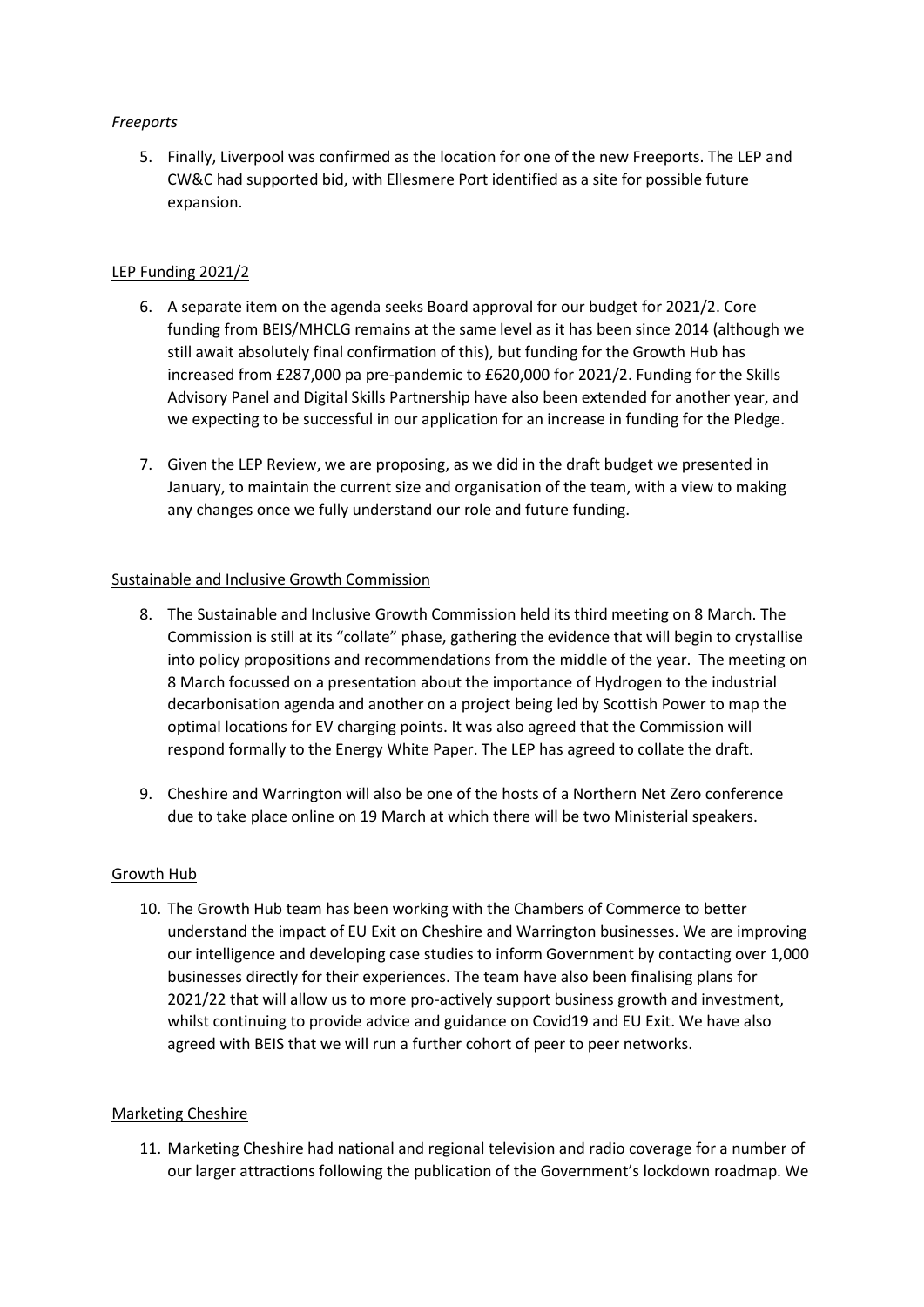*Freeports*

5. Finally, Liverpool was confirmed as the location for one of the new Freeports. The LEP and CW&C had supported bid, with Ellesmere Port identified as a site for possible future expansion.

## LEP Funding 2021/2

6. A separate item on the agenda seeks Board approval for our budget for 2021/2. Core funding from BEIS/MHCLG remains at the same level as it has been since 2014 (although we still await absolutely final confirmation of this), but funding for the Growth Hub has increased from £287,000 pa pre-pandemic to £620,000 for 2021/2. Funding for the Skills Advisory Panel and Digital Skills Partnership have also been extended for another year, and we expecting to be successful in our application for an increase in funding for the Pledge.

7. Given the LEP Review, we are proposing, as we did in the draft budget we presented in January, to maintain the current size and organisation of the team, with a view to making any changes once we fully understand our role and future funding.

## Sustainable and Inclusive Growth Commission

8. The Sustainable and Inclusive Growth Commission held its third meeting on 8 March. The Commission is still at its "collate" phase, gathering the evidence that will begin to crystallise into policy propositions and recommendations from the middle of the year. The meeting on 8 March focussed on a presentation about the importance of Hydrogen to the industrial decarbonisation agenda and another on a project being led by Scottish Power to map the optimal locations for EV charging points. It was also agreed that the Commission will respond formally to the Energy White Paper. The LEP has agreed to collate the draft.

9. Cheshire and Warrington will also be one of the hosts of a Northern Net Zero conference due to take place online on 19 March at which there will be two Ministerial speakers.

## Growth Hub

10. The Growth Hub team has been working with the Chambers of Commerce to better understand the impact of EU Exit on Cheshire and Warrington businesses. We are improving our intelligence and developing case studies to inform Government by contacting over 1,000 businesses directly for their experiences. The team have also been finalising plans for 2021/22 that will allow us to more pro-actively support business growth and investment, whilst continuing to provide advice and guidance on Covid19 and EU Exit. We have also agreed with BEIS that we will run a further cohort of peer to peer networks.

## Marketing Cheshire

11. Marketing Cheshire had national and regional television and radio coverage for a number of our larger attractions following the publication of the Government's lockdown roadmap. We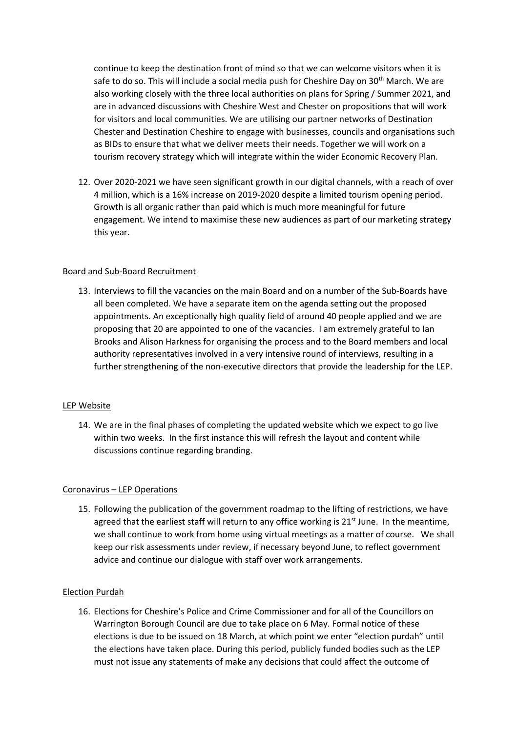continue to keep the destination front of mind so that we can welcome visitors when it is safe to do so. This will include a social media push for Cheshire Day on 30th March. We are also working closely with the three local authorities on plans for Spring / Summer 2021, and are in advanced discussions with Cheshire West and Chester on propositions that will work for visitors and local communities. We are utilising our partner networks of Destination Chester and Destination Cheshire to engage with businesses, councils and organisations such as BIDs to ensure that what we deliver meets their needs. Together we will work on a tourism recovery strategy which will integrate within the wider Economic Recovery Plan.

12. Over 2020-2021 we have seen significant growth in our digital channels, with a reach of over 4 million, which is a 16% increase on 2019-2020 despite a limited tourism opening period. Growth is all organic rather than paid which is much more meaningful for future engagement. We intend to maximise these new audiences as part of our marketing strategy this year.

## Board and Sub-Board Recruitment

13. Interviews to fill the vacancies on the main Board and on a number of the Sub-Boards have all been completed. We have a separate item on the agenda setting out the proposed appointments. An exceptionally high quality field of around 40 people applied and we are proposing that 20 are appointed to one of the vacancies. I am extremely grateful to Ian Brooks and Alison Harkness for organising the process and to the Board members and local authority representatives involved in a very intensive round of interviews, resulting in a further strengthening of the non-executive directors that provide the leadership for the LEP.

## LEP Website

14. We are in the final phases of completing the updated website which we expect to go live within two weeks. In the first instance this will refresh the layout and content while discussions continue regarding branding.

## Coronavirus – LEP Operations

15. Following the publication of the government roadmap to the lifting of restrictions, we have agreed that the earliest staff will return to any office working is 21st June. In the meantime, we shall continue to work from home using virtual meetings as a matter of course. We shall keep our risk assessments under review, if necessary beyond June, to reflect government advice and continue our dialogue with staff over work arrangements.

## Election Purdah

16. Elections for Cheshire's Police and Crime Commissioner and for all of the Councillors on Warrington Borough Council are due to take place on 6 May. Formal notice of these elections is due to be issued on 18 March, at which point we enter "election purdah" until the elections have taken place. During this period, publicly funded bodies such as the LEP must not issue any statements of make any decisions that could affect the outcome of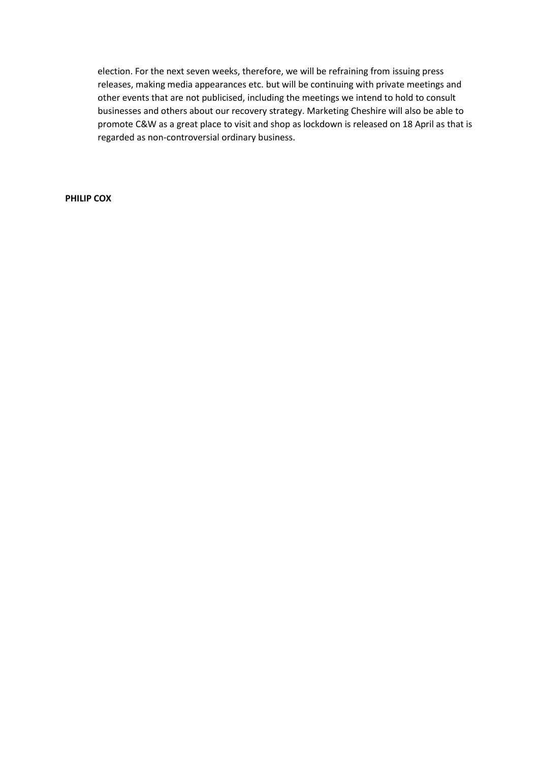election. For the next seven weeks, therefore, we will be refraining from issuing press releases, making media appearances etc. but will be continuing with private meetings and other events that are not publicised, including the meetings we intend to hold to consult businesses and others about our recovery strategy. Marketing Cheshire will also be able to promote C&W as a great place to visit and shop as lockdown is released on 18 April as that is regarded as non-controversial ordinary business.

**PHILIP COX**